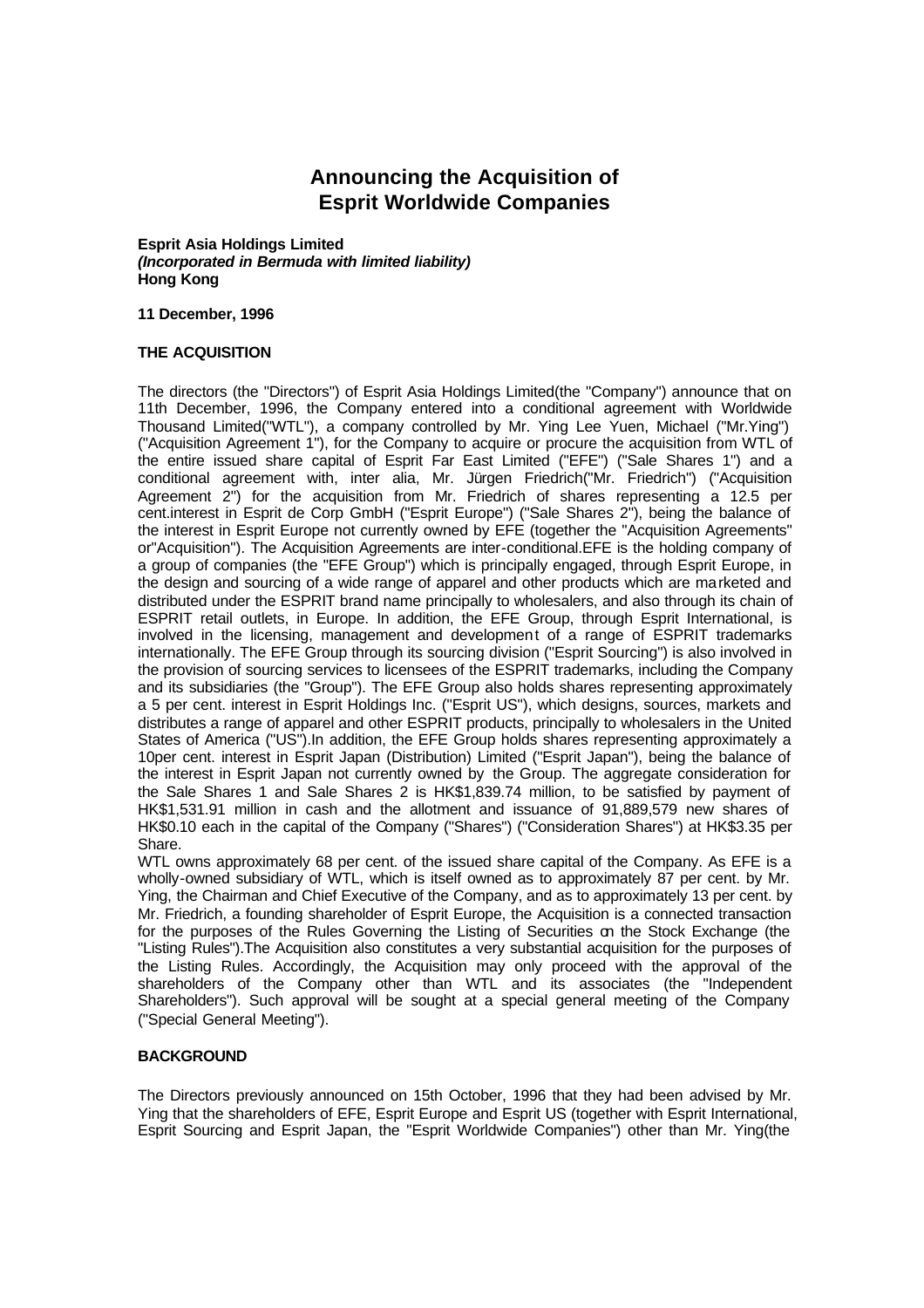# Announcing the Acquisition of Esprit Worldwide Companies

**Esprit Asia Holdings Limited**
***(Incorporated in Bermuda with limited liability)***
**Hong Kong**

**11 December, 1996**

**THE ACQUISITION**

The directors (the "Directors") of Esprit Asia Holdings Limited(the "Company") announce that on 11th December, 1996, the Company entered into a conditional agreement with Worldwide Thousand Limited("WTL"), a company controlled by Mr. Ying Lee Yuen, Michael ("Mr.Ying") ("Acquisition Agreement 1"), for the Company to acquire or procure the acquisition from WTL of the entire issued share capital of Esprit Far East Limited ("EFE") ("Sale Shares 1") and a conditional agreement with, inter alia, Mr. Jürgen Friedrich("Mr. Friedrich") ("Acquisition Agreement 2") for the acquisition from Mr. Friedrich of shares representing a 12.5 per cent.interest in Esprit de Corp GmbH ("Esprit Europe") ("Sale Shares 2"), being the balance of the interest in Esprit Europe not currently owned by EFE (together the "Acquisition Agreements" or"Acquisition"). The Acquisition Agreements are inter-conditional.EFE is the holding company of a group of companies (the "EFE Group") which is principally engaged, through Esprit Europe, in the design and sourcing of a wide range of apparel and other products which are marketed and distributed under the ESPRIT brand name principally to wholesalers, and also through its chain of ESPRIT retail outlets, in Europe. In addition, the EFE Group, through Esprit International, is involved in the licensing, management and development of a range of ESPRIT trademarks internationally. The EFE Group through its sourcing division ("Esprit Sourcing") is also involved in the provision of sourcing services to licensees of the ESPRIT trademarks, including the Company and its subsidiaries (the "Group"). The EFE Group also holds shares representing approximately a 5 per cent. interest in Esprit Holdings Inc. ("Esprit US"), which designs, sources, markets and distributes a range of apparel and other ESPRIT products, principally to wholesalers in the United States of America ("US").In addition, the EFE Group holds shares representing approximately a 10per cent. interest in Esprit Japan (Distribution) Limited ("Esprit Japan"), being the balance of the interest in Esprit Japan not currently owned by the Group. The aggregate consideration for the Sale Shares 1 and Sale Shares 2 is HK$1,839.74 million, to be satisfied by payment of HK$1,531.91 million in cash and the allotment and issuance of 91,889,579 new shares of HK$0.10 each in the capital of the Company ("Shares") ("Consideration Shares") at HK$3.35 per Share.

WTL owns approximately 68 per cent. of the issued share capital of the Company. As EFE is a wholly-owned subsidiary of WTL, which is itself owned as to approximately 87 per cent. by Mr. Ying, the Chairman and Chief Executive of the Company, and as to approximately 13 per cent. by Mr. Friedrich, a founding shareholder of Esprit Europe, the Acquisition is a connected transaction for the purposes of the Rules Governing the Listing of Securities on the Stock Exchange (the "Listing Rules").The Acquisition also constitutes a very substantial acquisition for the purposes of the Listing Rules. Accordingly, the Acquisition may only proceed with the approval of the shareholders of the Company other than WTL and its associates (the "Independent Shareholders"). Such approval will be sought at a special general meeting of the Company ("Special General Meeting").

**BACKGROUND**

The Directors previously announced on 15th October, 1996 that they had been advised by Mr. Ying that the shareholders of EFE, Esprit Europe and Esprit US (together with Esprit International, Esprit Sourcing and Esprit Japan, the "Esprit Worldwide Companies") other than Mr. Ying(the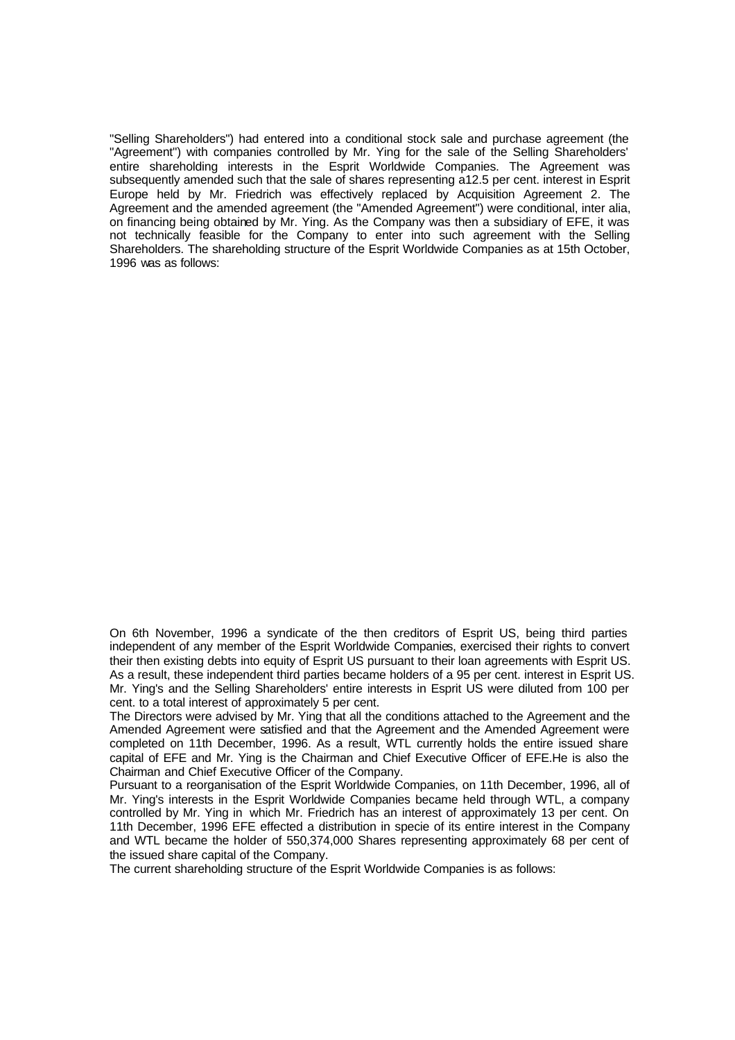"Selling Shareholders") had entered into a conditional stock sale and purchase agreement (the "Agreement") with companies controlled by Mr. Ying for the sale of the Selling Shareholders' entire shareholding interests in the Esprit Worldwide Companies. The Agreement was subsequently amended such that the sale of shares representing a12.5 per cent. interest in Esprit Europe held by Mr. Friedrich was effectively replaced by Acquisition Agreement 2. The Agreement and the amended agreement (the "Amended Agreement") were conditional, inter alia, on financing being obtained by Mr. Ying. As the Company was then a subsidiary of EFE, it was not technically feasible for the Company to enter into such agreement with the Selling Shareholders. The shareholding structure of the Esprit Worldwide Companies as at 15th October, 1996 was as follows:

On 6th November, 1996 a syndicate of the then creditors of Esprit US, being third parties independent of any member of the Esprit Worldwide Companies, exercised their rights to convert their then existing debts into equity of Esprit US pursuant to their loan agreements with Esprit US. As a result, these independent third parties became holders of a 95 per cent. interest in Esprit US. Mr. Ying's and the Selling Shareholders' entire interests in Esprit US were diluted from 100 per cent. to a total interest of approximately 5 per cent.

The Directors were advised by Mr. Ying that all the conditions attached to the Agreement and the Amended Agreement were satisfied and that the Agreement and the Amended Agreement were completed on 11th December, 1996. As a result, WTL currently holds the entire issued share capital of EFE and Mr. Ying is the Chairman and Chief Executive Officer of EFE.He is also the Chairman and Chief Executive Officer of the Company.

Pursuant to a reorganisation of the Esprit Worldwide Companies, on 11th December, 1996, all of Mr. Ying's interests in the Esprit Worldwide Companies became held through WTL, a company controlled by Mr. Ying in which Mr. Friedrich has an interest of approximately 13 per cent. On 11th December, 1996 EFE effected a distribution in specie of its entire interest in the Company and WTL became the holder of 550,374,000 Shares representing approximately 68 per cent of the issued share capital of the Company.

The current shareholding structure of the Esprit Worldwide Companies is as follows: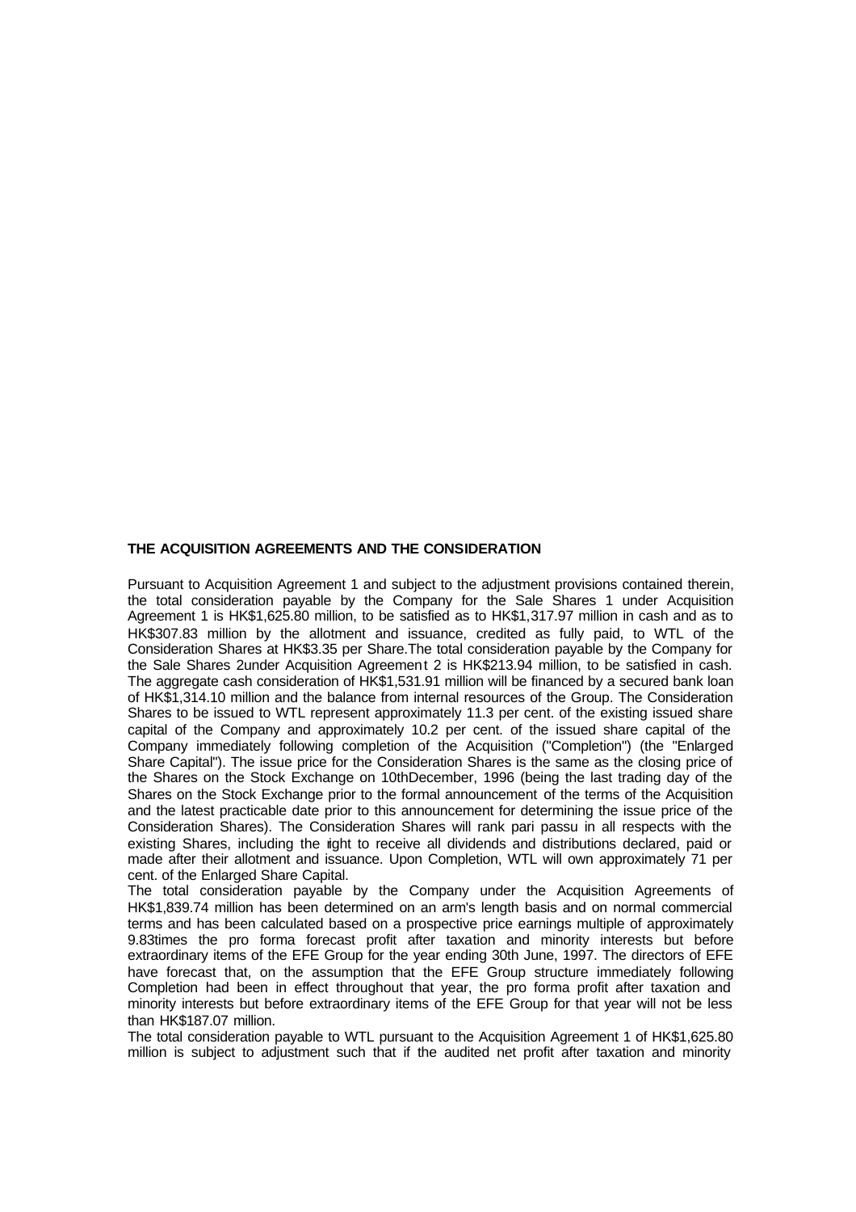**THE ACQUISITION AGREEMENTS AND THE CONSIDERATION**

Pursuant to Acquisition Agreement 1 and subject to the adjustment provisions contained therein, the total consideration payable by the Company for the Sale Shares 1 under Acquisition Agreement 1 is HK$1,625.80 million, to be satisfied as to HK$1,317.97 million in cash and as to HK$307.83 million by the allotment and issuance, credited as fully paid, to WTL of the Consideration Shares at HK$3.35 per Share.The total consideration payable by the Company for the Sale Shares 2under Acquisition Agreement 2 is HK$213.94 million, to be satisfied in cash. The aggregate cash consideration of HK$1,531.91 million will be financed by a secured bank loan of HK$1,314.10 million and the balance from internal resources of the Group. The Consideration Shares to be issued to WTL represent approximately 11.3 per cent. of the existing issued share capital of the Company and approximately 10.2 per cent. of the issued share capital of the Company immediately following completion of the Acquisition ("Completion") (the "Enlarged Share Capital"). The issue price for the Consideration Shares is the same as the closing price of the Shares on the Stock Exchange on 10thDecember, 1996 (being the last trading day of the Shares on the Stock Exchange prior to the formal announcement of the terms of the Acquisition and the latest practicable date prior to this announcement for determining the issue price of the Consideration Shares). The Consideration Shares will rank pari passu in all respects with the existing Shares, including the right to receive all dividends and distributions declared, paid or made after their allotment and issuance. Upon Completion, WTL will own approximately 71 per cent. of the Enlarged Share Capital.

The total consideration payable by the Company under the Acquisition Agreements of HK$1,839.74 million has been determined on an arm's length basis and on normal commercial terms and has been calculated based on a prospective price earnings multiple of approximately 9.83times the pro forma forecast profit after taxation and minority interests but before extraordinary items of the EFE Group for the year ending 30th June, 1997. The directors of EFE have forecast that, on the assumption that the EFE Group structure immediately following Completion had been in effect throughout that year, the pro forma profit after taxation and minority interests but before extraordinary items of the EFE Group for that year will not be less than HK$187.07 million.

The total consideration payable to WTL pursuant to the Acquisition Agreement 1 of HK$1,625.80 million is subject to adjustment such that if the audited net profit after taxation and minority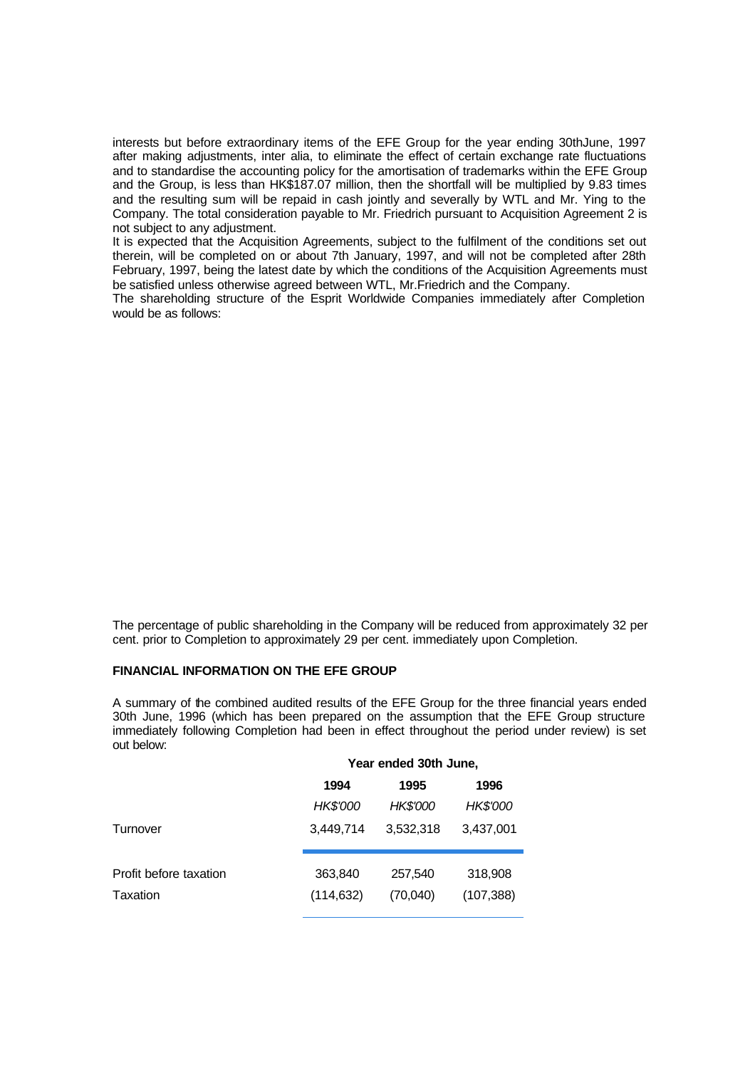interests but before extraordinary items of the EFE Group for the year ending 30thJune, 1997 after making adjustments, inter alia, to eliminate the effect of certain exchange rate fluctuations and to standardise the accounting policy for the amortisation of trademarks within the EFE Group and the Group, is less than HK$187.07 million, then the shortfall will be multiplied by 9.83 times and the resulting sum will be repaid in cash jointly and severally by WTL and Mr. Ying to the Company. The total consideration payable to Mr. Friedrich pursuant to Acquisition Agreement 2 is not subject to any adjustment.

It is expected that the Acquisition Agreements, subject to the fulfilment of the conditions set out therein, will be completed on or about 7th January, 1997, and will not be completed after 28th February, 1997, being the latest date by which the conditions of the Acquisition Agreements must be satisfied unless otherwise agreed between WTL, Mr.Friedrich and the Company.

The shareholding structure of the Esprit Worldwide Companies immediately after Completion would be as follows:

The percentage of public shareholding in the Company will be reduced from approximately 32 per cent. prior to Completion to approximately 29 per cent. immediately upon Completion.

**FINANCIAL INFORMATION ON THE EFE GROUP**

A summary of the combined audited results of the EFE Group for the three financial years ended 30th June, 1996 (which has been prepared on the assumption that the EFE Group structure immediately following Completion had been in effect throughout the period under review) is set out below:

| | **Year ended 30th June,** | | |
|---|---|---|---|
| | **1994** | **1995** | **1996** |
| | *HK$'000* | *HK$'000* | *HK$'000* |
| Turnover | 3,449,714 | 3,532,318 | 3,437,001 |
| Profit before taxation | 363,840 | 257,540 | 318,908 |
| Taxation | (114,632) | (70,040) | (107,388) |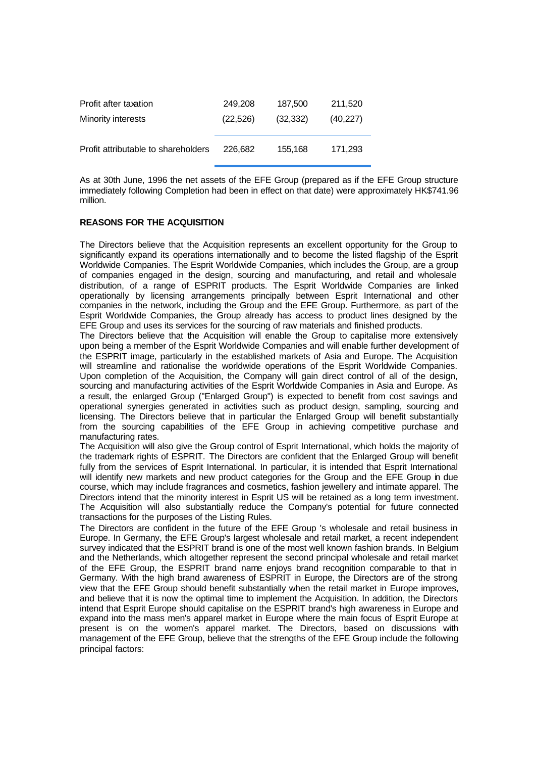| | | | |
|---|---|---|---|
| Profit after taxation | 249,208 | 187,500 | 211,520 |
| Minority interests | (22,526) | (32,332) | (40,227) |
| Profit attributable to shareholders | 226,682 | 155,168 | 171,293 |

As at 30th June, 1996 the net assets of the EFE Group (prepared as if the EFE Group structure immediately following Completion had been in effect on that date) were approximately HK$741.96 million.

**REASONS FOR THE ACQUISITION**

The Directors believe that the Acquisition represents an excellent opportunity for the Group to significantly expand its operations internationally and to become the listed flagship of the Esprit Worldwide Companies. The Esprit Worldwide Companies, which includes the Group, are a group of companies engaged in the design, sourcing and manufacturing, and retail and wholesale distribution, of a range of ESPRIT products. The Esprit Worldwide Companies are linked operationally by licensing arrangements principally between Esprit International and other companies in the network, including the Group and the EFE Group. Furthermore, as part of the Esprit Worldwide Companies, the Group already has access to product lines designed by the EFE Group and uses its services for the sourcing of raw materials and finished products.

The Directors believe that the Acquisition will enable the Group to capitalise more extensively upon being a member of the Esprit Worldwide Companies and will enable further development of the ESPRIT image, particularly in the established markets of Asia and Europe. The Acquisition will streamline and rationalise the worldwide operations of the Esprit Worldwide Companies. Upon completion of the Acquisition, the Company will gain direct control of all of the design, sourcing and manufacturing activities of the Esprit Worldwide Companies in Asia and Europe. As a result, the enlarged Group ("Enlarged Group") is expected to benefit from cost savings and operational synergies generated in activities such as product design, sampling, sourcing and licensing. The Directors believe that in particular the Enlarged Group will benefit substantially from the sourcing capabilities of the EFE Group in achieving competitive purchase and manufacturing rates.

The Acquisition will also give the Group control of Esprit International, which holds the majority of the trademark rights of ESPRIT. The Directors are confident that the Enlarged Group will benefit fully from the services of Esprit International. In particular, it is intended that Esprit International will identify new markets and new product categories for the Group and the EFE Group in due course, which may include fragrances and cosmetics, fashion jewellery and intimate apparel. The Directors intend that the minority interest in Esprit US will be retained as a long term investment. The Acquisition will also substantially reduce the Company's potential for future connected transactions for the purposes of the Listing Rules.

The Directors are confident in the future of the EFE Group 's wholesale and retail business in Europe. In Germany, the EFE Group's largest wholesale and retail market, a recent independent survey indicated that the ESPRIT brand is one of the most well known fashion brands. In Belgium and the Netherlands, which altogether represent the second principal wholesale and retail market of the EFE Group, the ESPRIT brand name enjoys brand recognition comparable to that in Germany. With the high brand awareness of ESPRIT in Europe, the Directors are of the strong view that the EFE Group should benefit substantially when the retail market in Europe improves, and believe that it is now the optimal time to implement the Acquisition. In addition, the Directors intend that Esprit Europe should capitalise on the ESPRIT brand's high awareness in Europe and expand into the mass men's apparel market in Europe where the main focus of Esprit Europe at present is on the women's apparel market. The Directors, based on discussions with management of the EFE Group, believe that the strengths of the EFE Group include the following principal factors: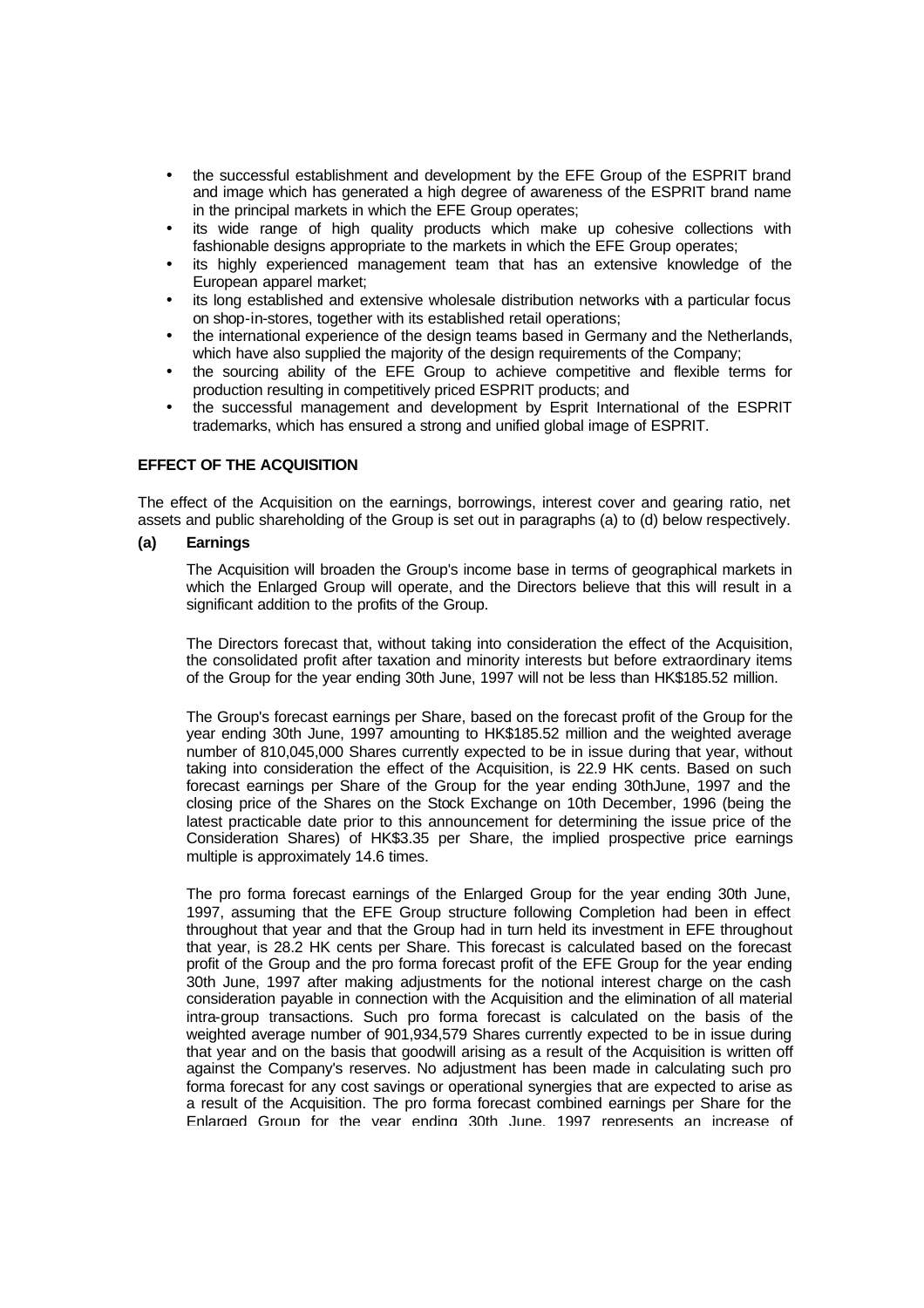- the successful establishment and development by the EFE Group of the ESPRIT brand and image which has generated a high degree of awareness of the ESPRIT brand name in the principal markets in which the EFE Group operates;
- its wide range of high quality products which make up cohesive collections with fashionable designs appropriate to the markets in which the EFE Group operates;
- its highly experienced management team that has an extensive knowledge of the European apparel market;
- its long established and extensive wholesale distribution networks with a particular focus on shop-in-stores, together with its established retail operations;
- the international experience of the design teams based in Germany and the Netherlands, which have also supplied the majority of the design requirements of the Company;
- the sourcing ability of the EFE Group to achieve competitive and flexible terms for production resulting in competitively priced ESPRIT products; and
- the successful management and development by Esprit International of the ESPRIT trademarks, which has ensured a strong and unified global image of ESPRIT.

**EFFECT OF THE ACQUISITION**

The effect of the Acquisition on the earnings, borrowings, interest cover and gearing ratio, net assets and public shareholding of the Group is set out in paragraphs (a) to (d) below respectively.

**(a) Earnings**

The Acquisition will broaden the Group's income base in terms of geographical markets in which the Enlarged Group will operate, and the Directors believe that this will result in a significant addition to the profits of the Group.

The Directors forecast that, without taking into consideration the effect of the Acquisition, the consolidated profit after taxation and minority interests but before extraordinary items of the Group for the year ending 30th June, 1997 will not be less than HK$185.52 million.

The Group's forecast earnings per Share, based on the forecast profit of the Group for the year ending 30th June, 1997 amounting to HK$185.52 million and the weighted average number of 810,045,000 Shares currently expected to be in issue during that year, without taking into consideration the effect of the Acquisition, is 22.9 HK cents. Based on such forecast earnings per Share of the Group for the year ending 30thJune, 1997 and the closing price of the Shares on the Stock Exchange on 10th December, 1996 (being the latest practicable date prior to this announcement for determining the issue price of the Consideration Shares) of HK$3.35 per Share, the implied prospective price earnings multiple is approximately 14.6 times.

The pro forma forecast earnings of the Enlarged Group for the year ending 30th June, 1997, assuming that the EFE Group structure following Completion had been in effect throughout that year and that the Group had in turn held its investment in EFE throughout that year, is 28.2 HK cents per Share. This forecast is calculated based on the forecast profit of the Group and the pro forma forecast profit of the EFE Group for the year ending 30th June, 1997 after making adjustments for the notional interest charge on the cash consideration payable in connection with the Acquisition and the elimination of all material intra-group transactions. Such pro forma forecast is calculated on the basis of the weighted average number of 901,934,579 Shares currently expected to be in issue during that year and on the basis that goodwill arising as a result of the Acquisition is written off against the Company's reserves. No adjustment has been made in calculating such pro forma forecast for any cost savings or operational synergies that are expected to arise as a result of the Acquisition. The pro forma forecast combined earnings per Share for the Enlarged Group for the year ending 30th June, 1997 represents an increase of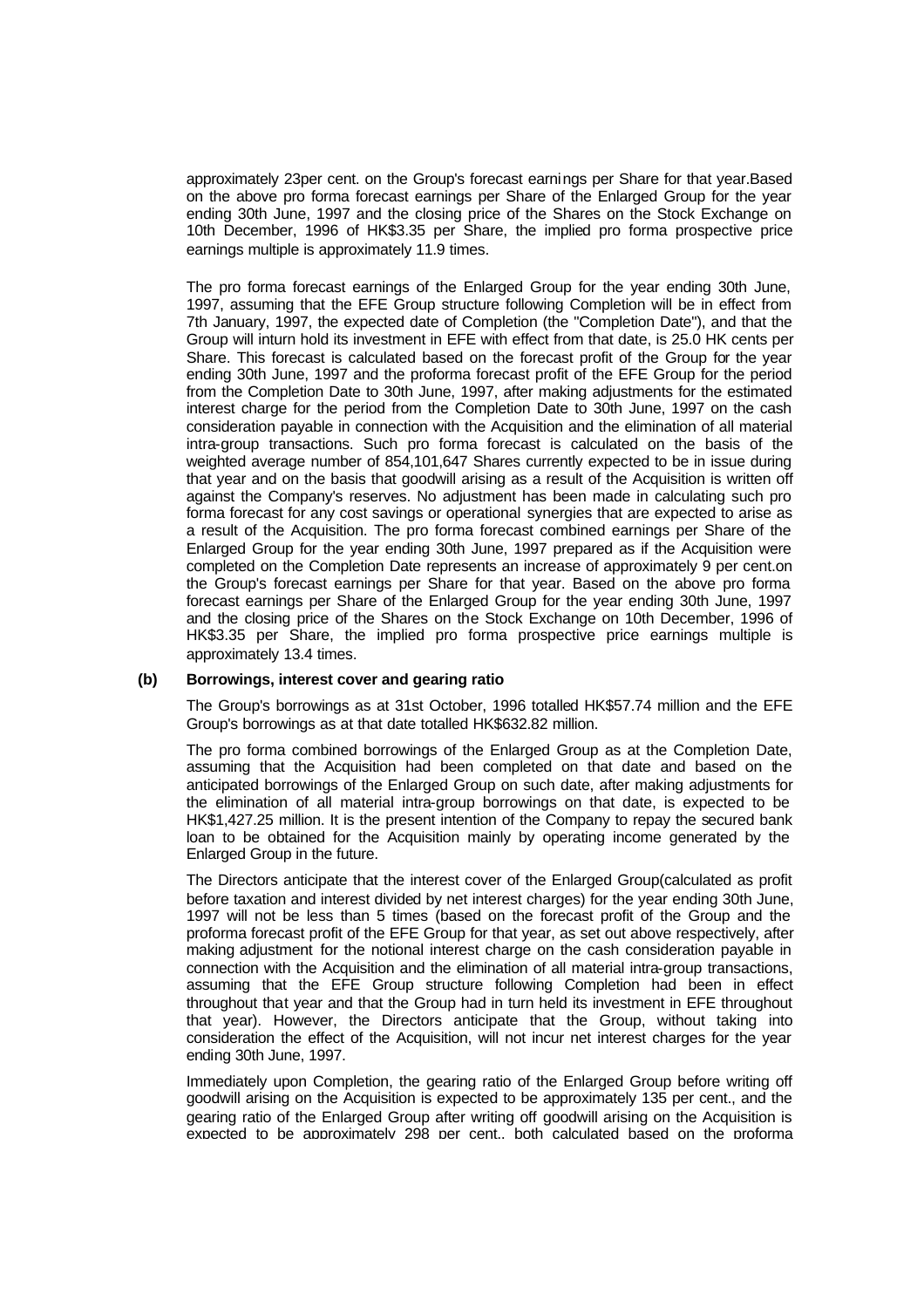approximately 23per cent. on the Group's forecast earnings per Share for that year.Based on the above pro forma forecast earnings per Share of the Enlarged Group for the year ending 30th June, 1997 and the closing price of the Shares on the Stock Exchange on 10th December, 1996 of HK$3.35 per Share, the implied pro forma prospective price earnings multiple is approximately 11.9 times.

The pro forma forecast earnings of the Enlarged Group for the year ending 30th June, 1997, assuming that the EFE Group structure following Completion will be in effect from 7th January, 1997, the expected date of Completion (the "Completion Date"), and that the Group will inturn hold its investment in EFE with effect from that date, is 25.0 HK cents per Share. This forecast is calculated based on the forecast profit of the Group for the year ending 30th June, 1997 and the proforma forecast profit of the EFE Group for the period from the Completion Date to 30th June, 1997, after making adjustments for the estimated interest charge for the period from the Completion Date to 30th June, 1997 on the cash consideration payable in connection with the Acquisition and the elimination of all material intra-group transactions. Such pro forma forecast is calculated on the basis of the weighted average number of 854,101,647 Shares currently expected to be in issue during that year and on the basis that goodwill arising as a result of the Acquisition is written off against the Company's reserves. No adjustment has been made in calculating such pro forma forecast for any cost savings or operational synergies that are expected to arise as a result of the Acquisition. The pro forma forecast combined earnings per Share of the Enlarged Group for the year ending 30th June, 1997 prepared as if the Acquisition were completed on the Completion Date represents an increase of approximately 9 per cent.on the Group's forecast earnings per Share for that year. Based on the above pro forma forecast earnings per Share of the Enlarged Group for the year ending 30th June, 1997 and the closing price of the Shares on the Stock Exchange on 10th December, 1996 of HK$3.35 per Share, the implied pro forma prospective price earnings multiple is approximately 13.4 times.

**(b) Borrowings, interest cover and gearing ratio**

The Group's borrowings as at 31st October, 1996 totalled HK$57.74 million and the EFE Group's borrowings as at that date totalled HK$632.82 million.

The pro forma combined borrowings of the Enlarged Group as at the Completion Date, assuming that the Acquisition had been completed on that date and based on the anticipated borrowings of the Enlarged Group on such date, after making adjustments for the elimination of all material intra-group borrowings on that date, is expected to be HK$1,427.25 million. It is the present intention of the Company to repay the secured bank loan to be obtained for the Acquisition mainly by operating income generated by the Enlarged Group in the future.

The Directors anticipate that the interest cover of the Enlarged Group(calculated as profit before taxation and interest divided by net interest charges) for the year ending 30th June, 1997 will not be less than 5 times (based on the forecast profit of the Group and the proforma forecast profit of the EFE Group for that year, as set out above respectively, after making adjustment for the notional interest charge on the cash consideration payable in connection with the Acquisition and the elimination of all material intra-group transactions, assuming that the EFE Group structure following Completion had been in effect throughout that year and that the Group had in turn held its investment in EFE throughout that year). However, the Directors anticipate that the Group, without taking into consideration the effect of the Acquisition, will not incur net interest charges for the year ending 30th June, 1997.

Immediately upon Completion, the gearing ratio of the Enlarged Group before writing off goodwill arising on the Acquisition is expected to be approximately 135 per cent., and the gearing ratio of the Enlarged Group after writing off goodwill arising on the Acquisition is expected to be approximately 298 per cent., both calculated based on the proforma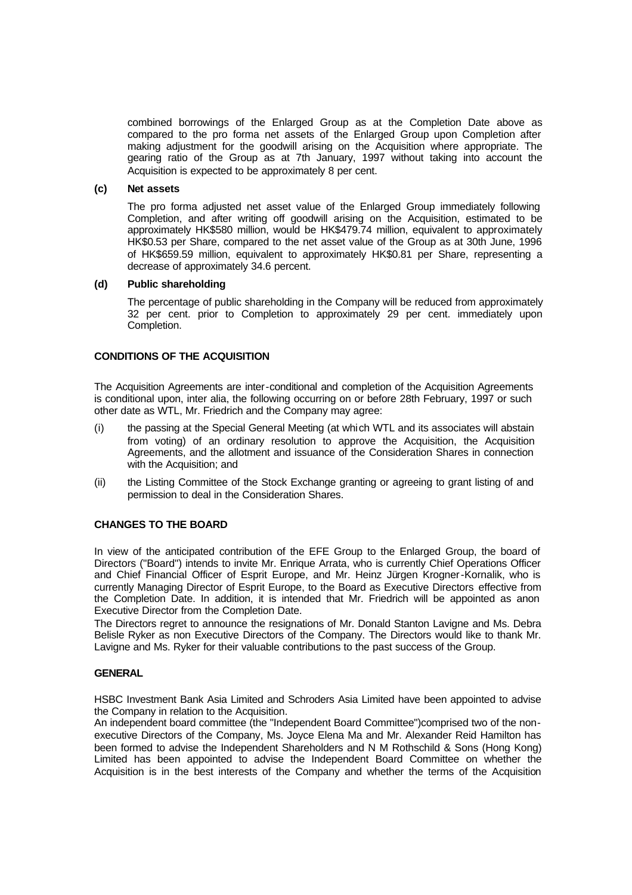combined borrowings of the Enlarged Group as at the Completion Date above as compared to the pro forma net assets of the Enlarged Group upon Completion after making adjustment for the goodwill arising on the Acquisition where appropriate. The gearing ratio of the Group as at 7th January, 1997 without taking into account the Acquisition is expected to be approximately 8 per cent.

**(c) Net assets**

The pro forma adjusted net asset value of the Enlarged Group immediately following Completion, and after writing off goodwill arising on the Acquisition, estimated to be approximately HK$580 million, would be HK$479.74 million, equivalent to approximately HK$0.53 per Share, compared to the net asset value of the Group as at 30th June, 1996 of HK$659.59 million, equivalent to approximately HK$0.81 per Share, representing a decrease of approximately 34.6 percent.

**(d) Public shareholding**

The percentage of public shareholding in the Company will be reduced from approximately 32 per cent. prior to Completion to approximately 29 per cent. immediately upon Completion.

**CONDITIONS OF THE ACQUISITION**

The Acquisition Agreements are inter-conditional and completion of the Acquisition Agreements is conditional upon, inter alia, the following occurring on or before 28th February, 1997 or such other date as WTL, Mr. Friedrich and the Company may agree:

(i) the passing at the Special General Meeting (at which WTL and its associates will abstain from voting) of an ordinary resolution to approve the Acquisition, the Acquisition Agreements, and the allotment and issuance of the Consideration Shares in connection with the Acquisition; and

(ii) the Listing Committee of the Stock Exchange granting or agreeing to grant listing of and permission to deal in the Consideration Shares.

**CHANGES TO THE BOARD**

In view of the anticipated contribution of the EFE Group to the Enlarged Group, the board of Directors ("Board") intends to invite Mr. Enrique Arrata, who is currently Chief Operations Officer and Chief Financial Officer of Esprit Europe, and Mr. Heinz Jürgen Krogner-Kornalik, who is currently Managing Director of Esprit Europe, to the Board as Executive Directors effective from the Completion Date. In addition, it is intended that Mr. Friedrich will be appointed as anon Executive Director from the Completion Date.

The Directors regret to announce the resignations of Mr. Donald Stanton Lavigne and Ms. Debra Belisle Ryker as non Executive Directors of the Company. The Directors would like to thank Mr. Lavigne and Ms. Ryker for their valuable contributions to the past success of the Group.

**GENERAL**

HSBC Investment Bank Asia Limited and Schroders Asia Limited have been appointed to advise the Company in relation to the Acquisition.

An independent board committee (the "Independent Board Committee")comprised two of the non-executive Directors of the Company, Ms. Joyce Elena Ma and Mr. Alexander Reid Hamilton has been formed to advise the Independent Shareholders and N M Rothschild & Sons (Hong Kong) Limited has been appointed to advise the Independent Board Committee on whether the Acquisition is in the best interests of the Company and whether the terms of the Acquisition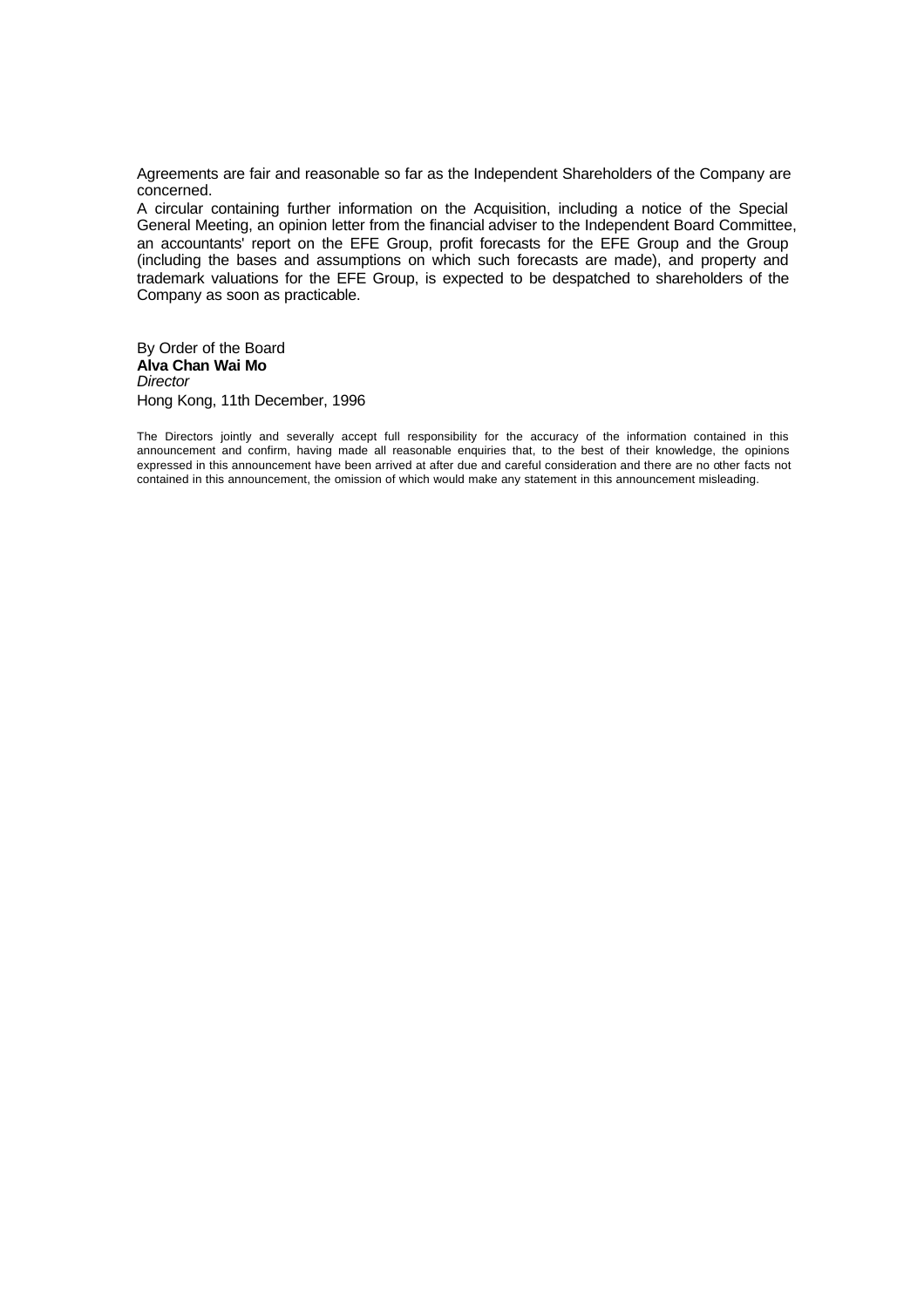Agreements are fair and reasonable so far as the Independent Shareholders of the Company are concerned.

A circular containing further information on the Acquisition, including a notice of the Special General Meeting, an opinion letter from the financial adviser to the Independent Board Committee, an accountants' report on the EFE Group, profit forecasts for the EFE Group and the Group (including the bases and assumptions on which such forecasts are made), and property and trademark valuations for the EFE Group, is expected to be despatched to shareholders of the Company as soon as practicable.

By Order of the Board
**Alva Chan Wai Mo**
*Director*
Hong Kong, 11th December, 1996

The Directors jointly and severally accept full responsibility for the accuracy of the information contained in this announcement and confirm, having made all reasonable enquiries that, to the best of their knowledge, the opinions expressed in this announcement have been arrived at after due and careful consideration and there are no other facts not contained in this announcement, the omission of which would make any statement in this announcement misleading.